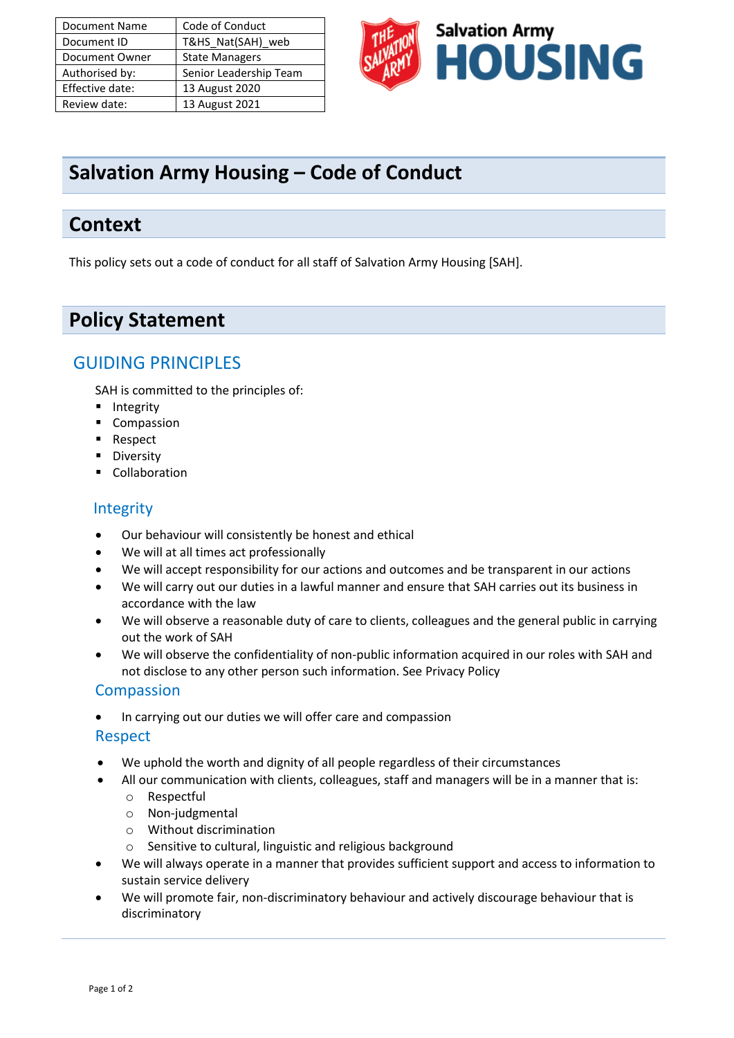| Document Name | Code of Conduct |
|---|---|
| Document ID | T&HS_Nat(SAH)_web |
| Document Owner | State Managers |
| Authorised by: | Senior Leadership Team |
| Effective date: | 13 August 2020 |
| Review date: | 13 August 2021 |

Salvation Army HOUSING

# Salvation Army Housing – Code of Conduct

## Context

This policy sets out a code of conduct for all staff of Salvation Army Housing [SAH].

## Policy Statement

### GUIDING PRINCIPLES

SAH is committed to the principles of:

- Integrity
- Compassion
- Respect
- Diversity
- Collaboration

### Integrity

- Our behaviour will consistently be honest and ethical
- We will at all times act professionally
- We will accept responsibility for our actions and outcomes and be transparent in our actions
- We will carry out our duties in a lawful manner and ensure that SAH carries out its business in accordance with the law
- We will observe a reasonable duty of care to clients, colleagues and the general public in carrying out the work of SAH
- We will observe the confidentiality of non-public information acquired in our roles with SAH and not disclose to any other person such information. See Privacy Policy

### Compassion

- In carrying out our duties we will offer care and compassion

### Respect

- We uphold the worth and dignity of all people regardless of their circumstances
- All our communication with clients, colleagues, staff and managers will be in a manner that is:
  - Respectful
  - Non-judgmental
  - Without discrimination
  - Sensitive to cultural, linguistic and religious background
- We will always operate in a manner that provides sufficient support and access to information to sustain service delivery
- We will promote fair, non-discriminatory behaviour and actively discourage behaviour that is discriminatory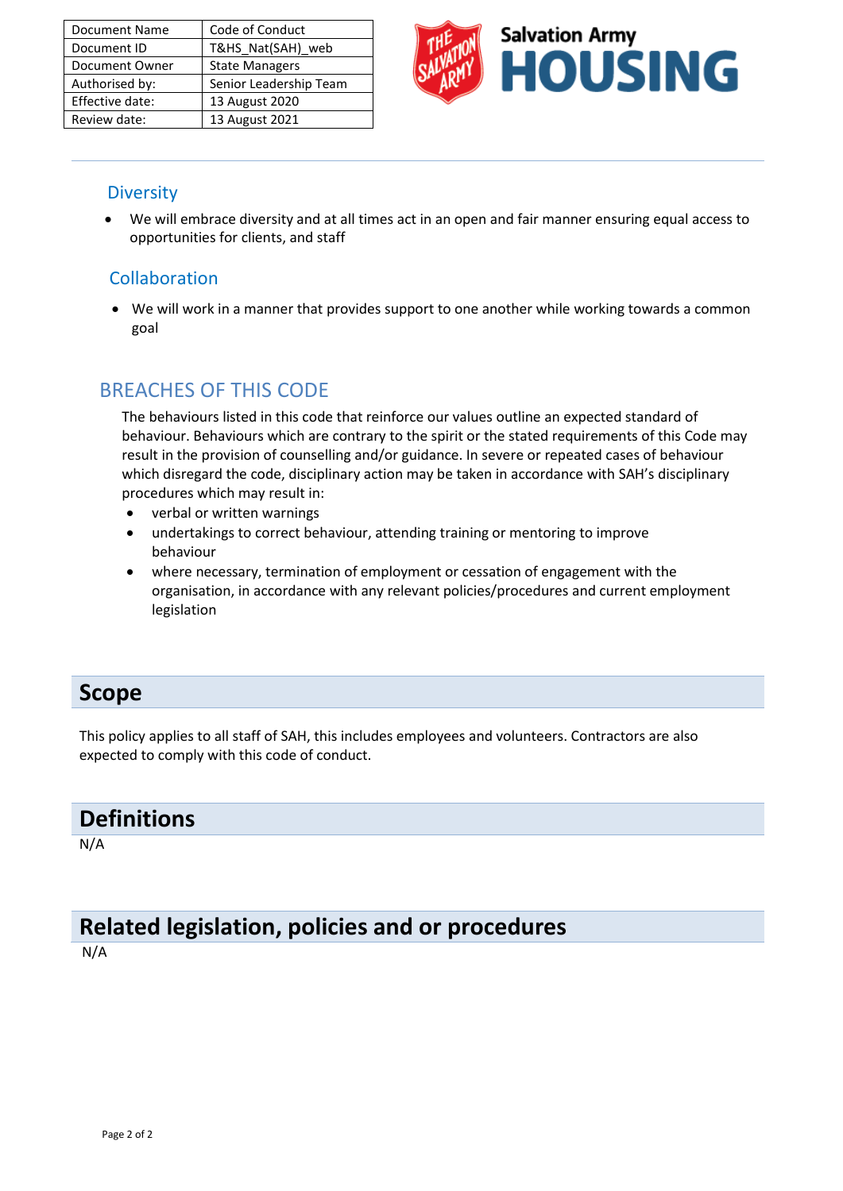| | |
|---|---|
| Document Name | Code of Conduct |
| Document ID | T&HS_Nat(SAH)_web |
| Document Owner | State Managers |
| Authorised by: | Senior Leadership Team |
| Effective date: | 13 August 2020 |
| Review date: | 13 August 2021 |

### Diversity

- We will embrace diversity and at all times act in an open and fair manner ensuring equal access to opportunities for clients, and staff

### Collaboration

- We will work in a manner that provides support to one another while working towards a common goal

## BREACHES OF THIS CODE

The behaviours listed in this code that reinforce our values outline an expected standard of behaviour. Behaviours which are contrary to the spirit or the stated requirements of this Code may result in the provision of counselling and/or guidance. In severe or repeated cases of behaviour which disregard the code, disciplinary action may be taken in accordance with SAH's disciplinary procedures which may result in:

- verbal or written warnings
- undertakings to correct behaviour, attending training or mentoring to improve behaviour
- where necessary, termination of employment or cessation of engagement with the organisation, in accordance with any relevant policies/procedures and current employment legislation

# Scope

This policy applies to all staff of SAH, this includes employees and volunteers. Contractors are also expected to comply with this code of conduct.

# Definitions

N/A

# Related legislation, policies and or procedures

N/A